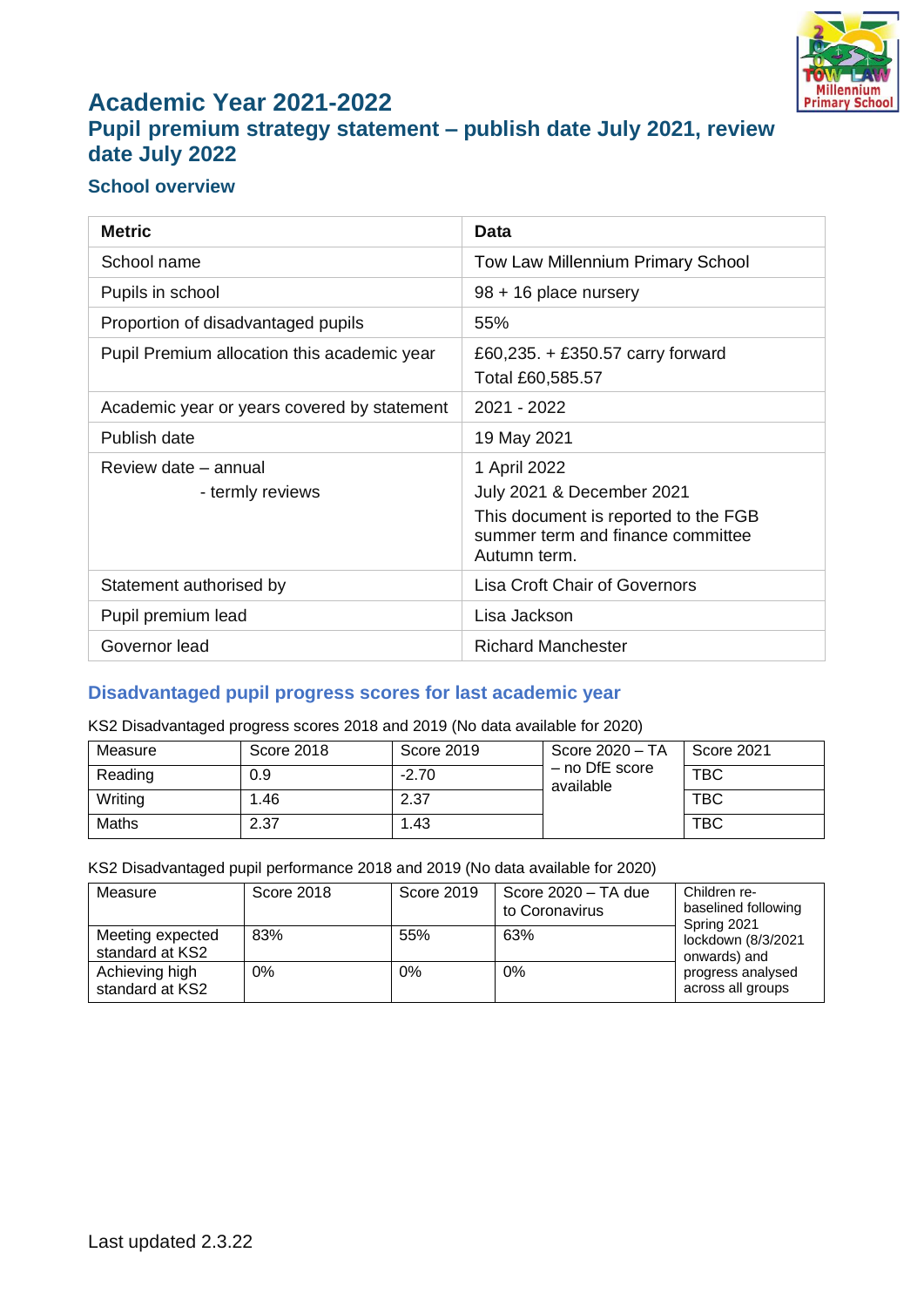# Academic Year 2021-2022

## Pupil premium strategy statement – publish date July 2021, review date July 2022

### School overview

| Metric | Data |
|---|---|
| School name | Tow Law Millennium Primary School |
| Pupils in school | 98 + 16 place nursery |
| Proportion of disadvantaged pupils | 55% |
| Pupil Premium allocation this academic year | £60,235. + £350.57 carry forward<br>Total £60,585.57 |
| Academic year or years covered by statement | 2021 - 2022 |
| Publish date | 19 May 2021 |
| Review date – annual<br>- termly reviews | 1 April 2022<br>July 2021 & December 2021<br>This document is reported to the FGB summer term and finance committee Autumn term. |
| Statement authorised by | Lisa Croft Chair of Governors |
| Pupil premium lead | Lisa Jackson |
| Governor lead | Richard Manchester |

### Disadvantaged pupil progress scores for last academic year

KS2 Disadvantaged progress scores 2018 and 2019 (No data available for 2020)

| Measure | Score 2018 | Score 2019 | Score 2020 – TA – no DfE score available | Score 2021 |
|---|---|---|---|---|
| Reading | 0.9 | -2.70 | | TBC |
| Writing | 1.46 | 2.37 | | TBC |
| Maths | 2.37 | 1.43 | | TBC |

KS2 Disadvantaged pupil performance 2018 and 2019 (No data available for 2020)

| Measure | Score 2018 | Score 2019 | Score 2020 – TA due to Coronavirus | Children re-baselined following Spring 2021 lockdown (8/3/2021 onwards) and progress analysed across all groups |
|---|---|---|---|---|
| Meeting expected standard at KS2 | 83% | 55% | 63% | |
| Achieving high standard at KS2 | 0% | 0% | 0% | |

Last updated 2.3.22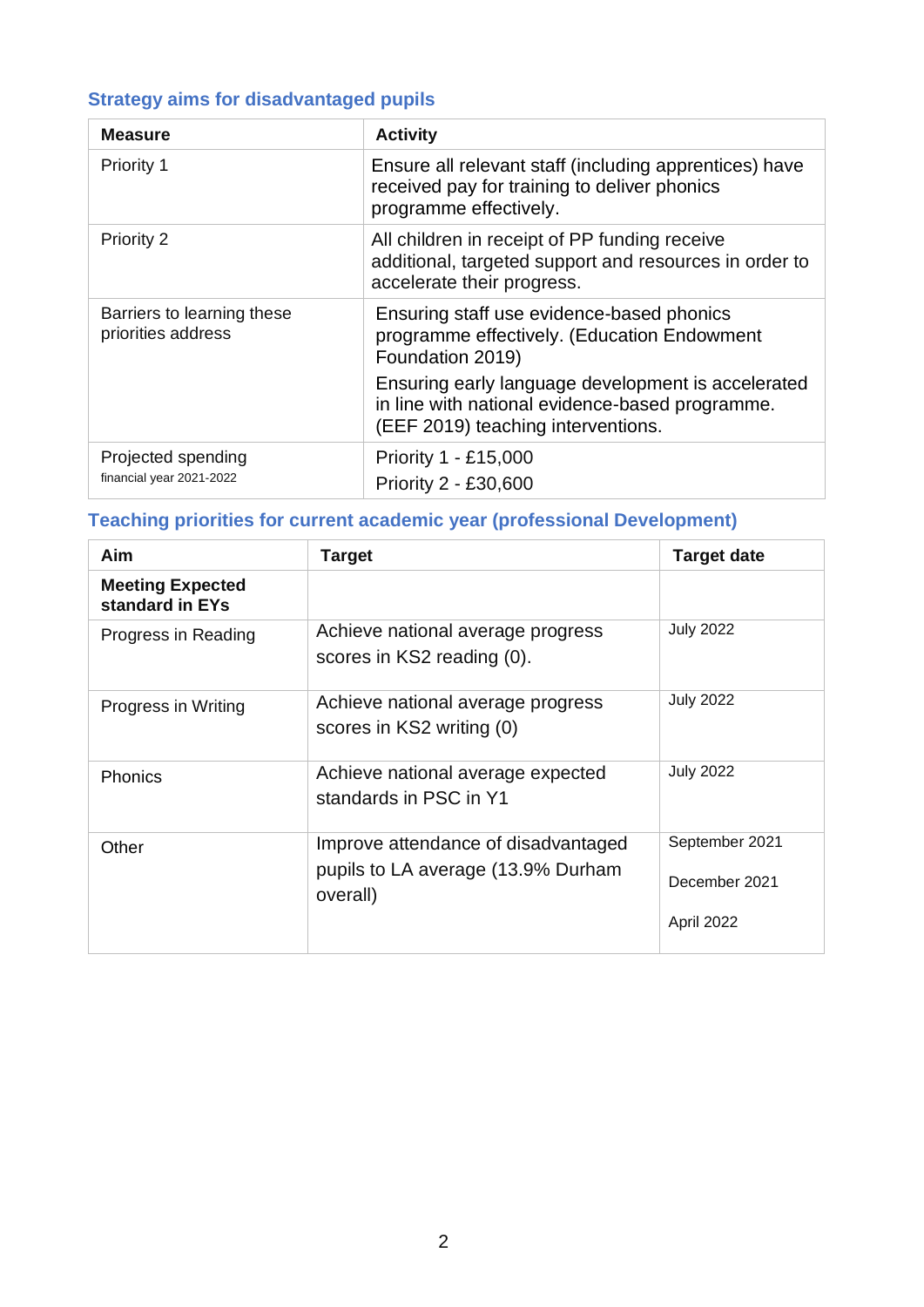## Strategy aims for disadvantaged pupils

| Measure | Activity |
| --- | --- |
| Priority 1 | Ensure all relevant staff (including apprentices) have received pay for training to deliver phonics programme effectively. |
| Priority 2 | All children in receipt of PP funding receive additional, targeted support and resources in order to accelerate their progress. |
| Barriers to learning these priorities address | Ensuring staff use evidence-based phonics programme effectively. (Education Endowment Foundation 2019)<br>Ensuring early language development is accelerated in line with national evidence-based programme. (EEF 2019) teaching interventions. |
| Projected spending<br>financial year 2021-2022 | Priority 1 - £15,000<br>Priority 2 - £30,600 |

## Teaching priorities for current academic year (professional Development)

| Aim | Target | Target date |
| --- | --- | --- |
| **Meeting Expected standard in EYs** | | |
| Progress in Reading | Achieve national average progress scores in KS2 reading (0). | July 2022 |
| Progress in Writing | Achieve national average progress scores in KS2 writing (0) | July 2022 |
| Phonics | Achieve national average expected standards in PSC in Y1 | July 2022 |
| Other | Improve attendance of disadvantaged pupils to LA average (13.9% Durham overall) | September 2021<br>December 2021<br>April 2022 |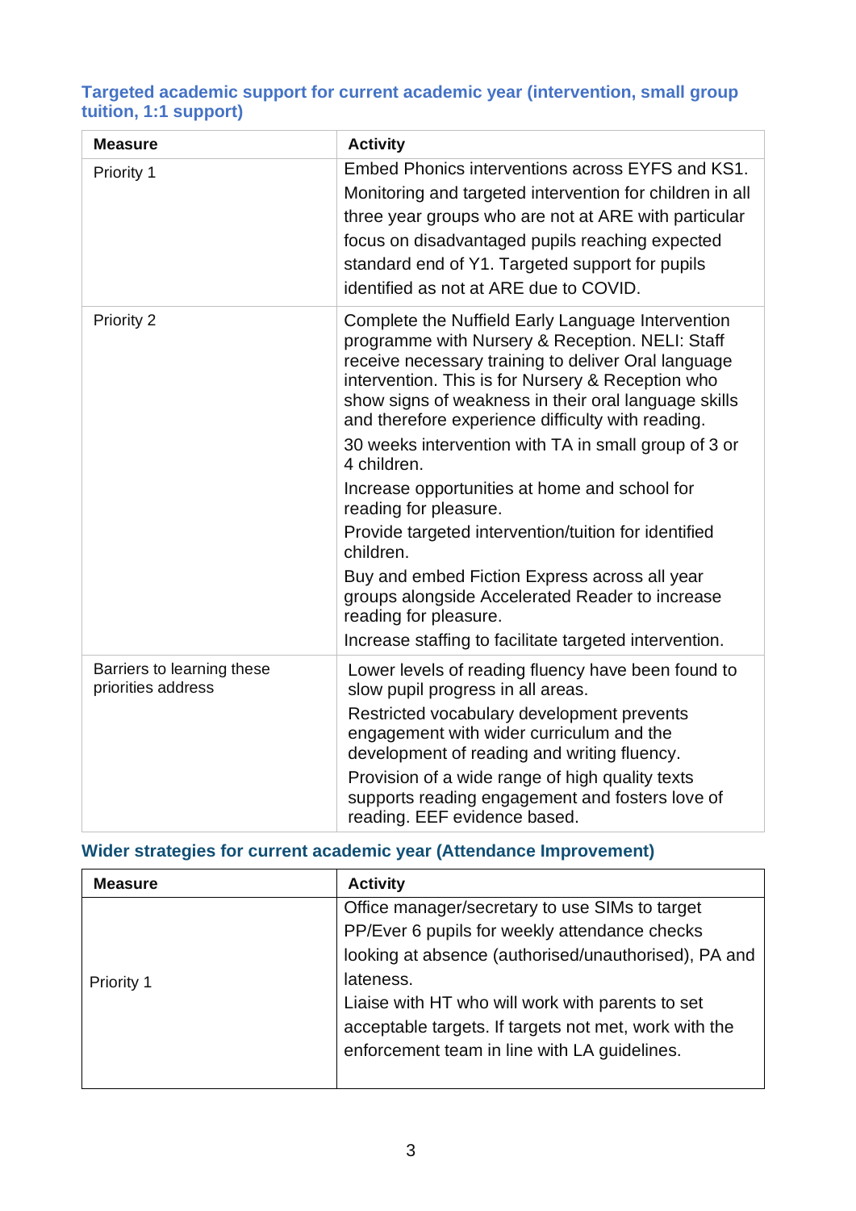### Targeted academic support for current academic year (intervention, small group tuition, 1:1 support)

| Measure | Activity |
|---|---|
| Priority 1 | Embed Phonics interventions across EYFS and KS1. Monitoring and targeted intervention for children in all three year groups who are not at ARE with particular focus on disadvantaged pupils reaching expected standard end of Y1. Targeted support for pupils identified as not at ARE due to COVID. |
| Priority 2 | Complete the Nuffield Early Language Intervention programme with Nursery & Reception. NELI: Staff receive necessary training to deliver Oral language intervention. This is for Nursery & Reception who show signs of weakness in their oral language skills and therefore experience difficulty with reading.<br>30 weeks intervention with TA in small group of 3 or 4 children.<br>Increase opportunities at home and school for reading for pleasure.<br>Provide targeted intervention/tuition for identified children.<br>Buy and embed Fiction Express across all year groups alongside Accelerated Reader to increase reading for pleasure.<br>Increase staffing to facilitate targeted intervention. |
| Barriers to learning these priorities address | Lower levels of reading fluency have been found to slow pupil progress in all areas.<br>Restricted vocabulary development prevents engagement with wider curriculum and the development of reading and writing fluency.<br>Provision of a wide range of high quality texts supports reading engagement and fosters love of reading. EEF evidence based. |

### Wider strategies for current academic year (Attendance Improvement)

| Measure | Activity |
|---|---|
| Priority 1 | Office manager/secretary to use SIMs to target PP/Ever 6 pupils for weekly attendance checks looking at absence (authorised/unauthorised), PA and lateness.<br>Liaise with HT who will work with parents to set acceptable targets. If targets not met, work with the enforcement team in line with LA guidelines. |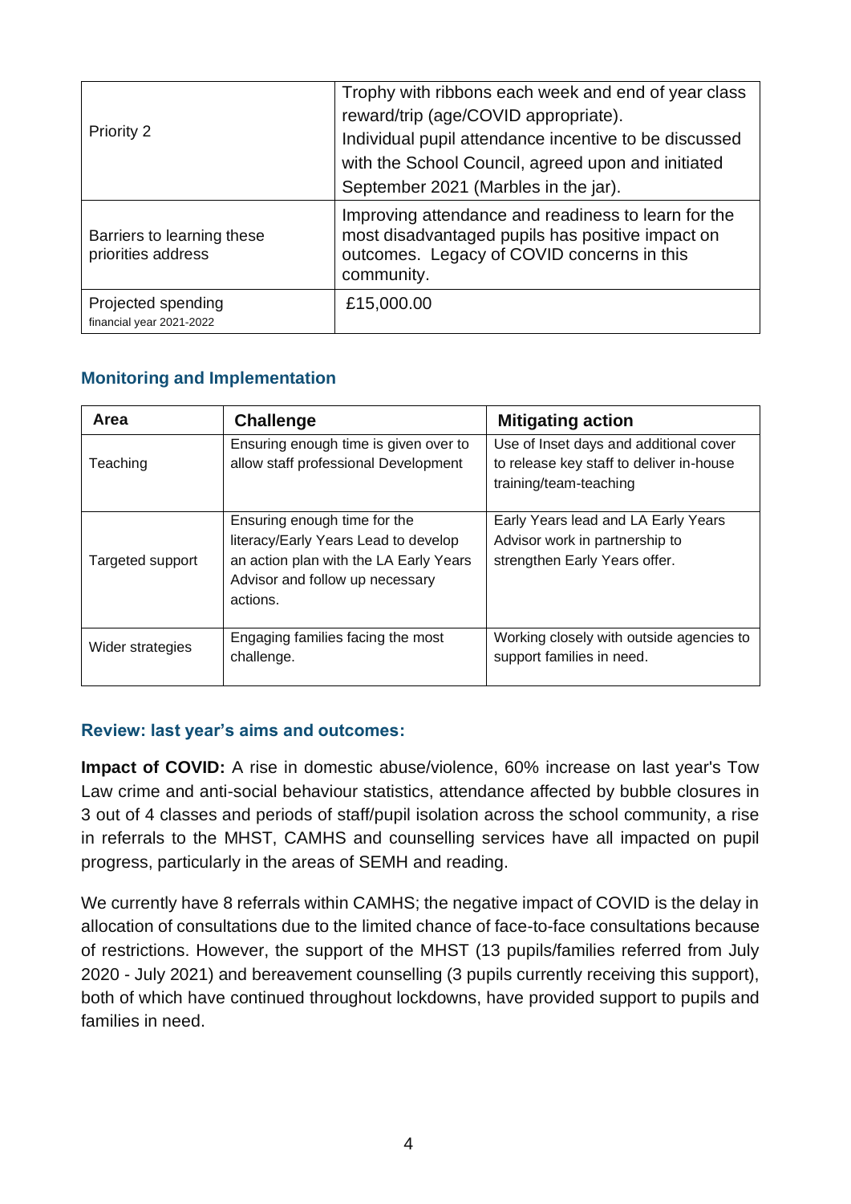| | |
|---|---|
| Priority 2 | Trophy with ribbons each week and end of year class reward/trip (age/COVID appropriate).<br>Individual pupil attendance incentive to be discussed with the School Council, agreed upon and initiated September 2021 (Marbles in the jar). |
| Barriers to learning these priorities address | Improving attendance and readiness to learn for the most disadvantaged pupils has positive impact on outcomes. Legacy of COVID concerns in this community. |
| Projected spending<br>financial year 2021-2022 | £15,000.00 |

### Monitoring and Implementation

| Area | Challenge | Mitigating action |
|---|---|---|
| Teaching | Ensuring enough time is given over to allow staff professional Development | Use of Inset days and additional cover to release key staff to deliver in-house training/team-teaching |
| Targeted support | Ensuring enough time for the literacy/Early Years Lead to develop an action plan with the LA Early Years Advisor and follow up necessary actions. | Early Years lead and LA Early Years Advisor work in partnership to strengthen Early Years offer. |
| Wider strategies | Engaging families facing the most challenge. | Working closely with outside agencies to support families in need. |

### Review: last year's aims and outcomes:

**Impact of COVID:** A rise in domestic abuse/violence, 60% increase on last year's Tow Law crime and anti-social behaviour statistics, attendance affected by bubble closures in 3 out of 4 classes and periods of staff/pupil isolation across the school community, a rise in referrals to the MHST, CAMHS and counselling services have all impacted on pupil progress, particularly in the areas of SEMH and reading.

We currently have 8 referrals within CAMHS; the negative impact of COVID is the delay in allocation of consultations due to the limited chance of face-to-face consultations because of restrictions. However, the support of the MHST (13 pupils/families referred from July 2020 - July 2021) and bereavement counselling (3 pupils currently receiving this support), both of which have continued throughout lockdowns, have provided support to pupils and families in need.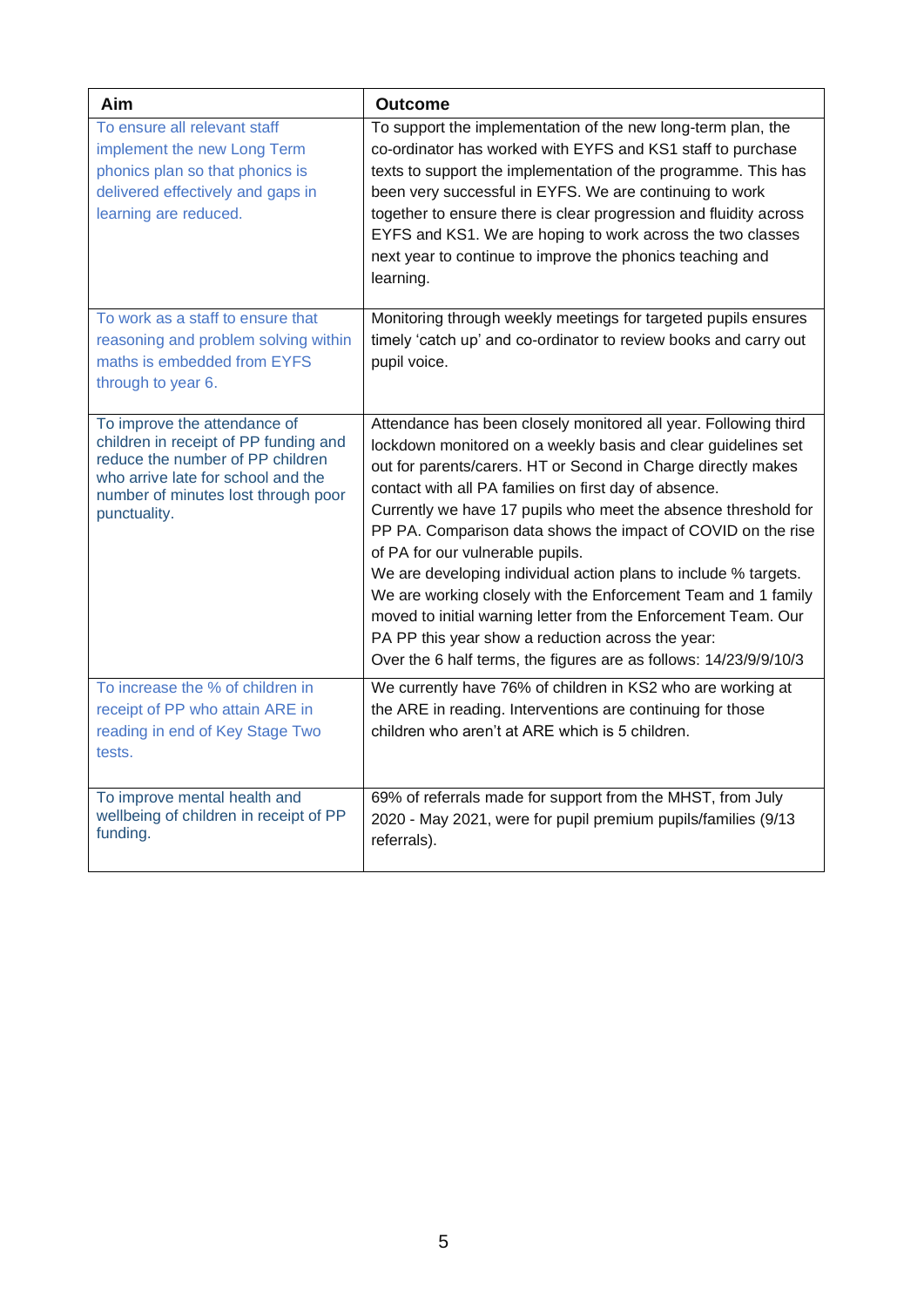| Aim | Outcome |
|---|---|
| To ensure all relevant staff implement the new Long Term phonics plan so that phonics is delivered effectively and gaps in learning are reduced. | To support the implementation of the new long-term plan, the co-ordinator has worked with EYFS and KS1 staff to purchase texts to support the implementation of the programme. This has been very successful in EYFS. We are continuing to work together to ensure there is clear progression and fluidity across EYFS and KS1. We are hoping to work across the two classes next year to continue to improve the phonics teaching and learning. |
| To work as a staff to ensure that reasoning and problem solving within maths is embedded from EYFS through to year 6. | Monitoring through weekly meetings for targeted pupils ensures timely 'catch up' and co-ordinator to review books and carry out pupil voice. |
| To improve the attendance of children in receipt of PP funding and reduce the number of PP children who arrive late for school and the number of minutes lost through poor punctuality. | Attendance has been closely monitored all year. Following third lockdown monitored on a weekly basis and clear guidelines set out for parents/carers. HT or Second in Charge directly makes contact with all PA families on first day of absence.<br>Currently we have 17 pupils who meet the absence threshold for PP PA. Comparison data shows the impact of COVID on the rise of PA for our vulnerable pupils.<br>We are developing individual action plans to include % targets. We are working closely with the Enforcement Team and 1 family moved to initial warning letter from the Enforcement Team. Our PA PP this year show a reduction across the year:<br>Over the 6 half terms, the figures are as follows: 14/23/9/9/10/3 |
| To increase the % of children in receipt of PP who attain ARE in reading in end of Key Stage Two tests. | We currently have 76% of children in KS2 who are working at the ARE in reading. Interventions are continuing for those children who aren't at ARE which is 5 children. |
| To improve mental health and wellbeing of children in receipt of PP funding. | 69% of referrals made for support from the MHST, from July 2020 - May 2021, were for pupil premium pupils/families (9/13 referrals). |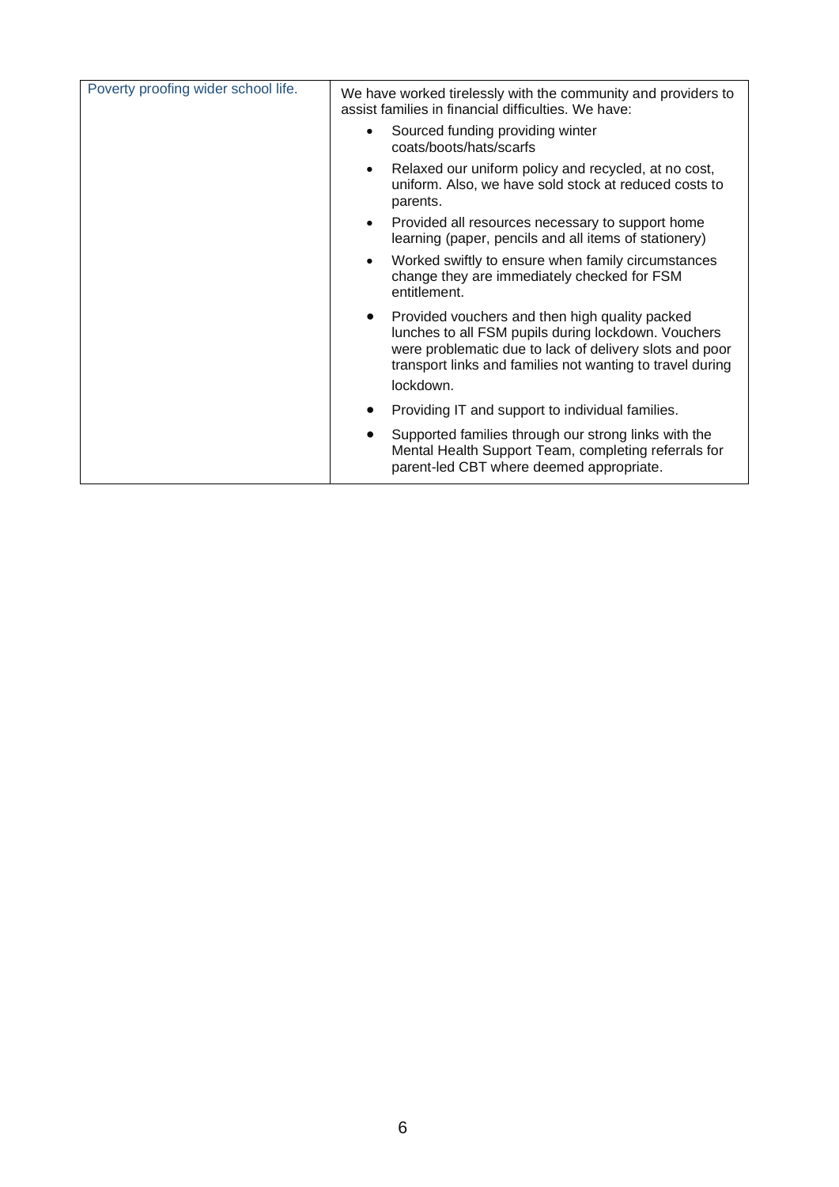| | |
|---|---|
| Poverty proofing wider school life. | We have worked tirelessly with the community and providers to assist families in financial difficulties. We have:<br>• Sourced funding providing winter coats/boots/hats/scarfs<br>• Relaxed our uniform policy and recycled, at no cost, uniform. Also, we have sold stock at reduced costs to parents.<br>• Provided all resources necessary to support home learning (paper, pencils and all items of stationery)<br>• Worked swiftly to ensure when family circumstances change they are immediately checked for FSM entitlement.<br>• Provided vouchers and then high quality packed lunches to all FSM pupils during lockdown. Vouchers were problematic due to lack of delivery slots and poor transport links and families not wanting to travel during lockdown.<br>• Providing IT and support to individual families.<br>• Supported families through our strong links with the Mental Health Support Team, completing referrals for parent-led CBT where deemed appropriate. |